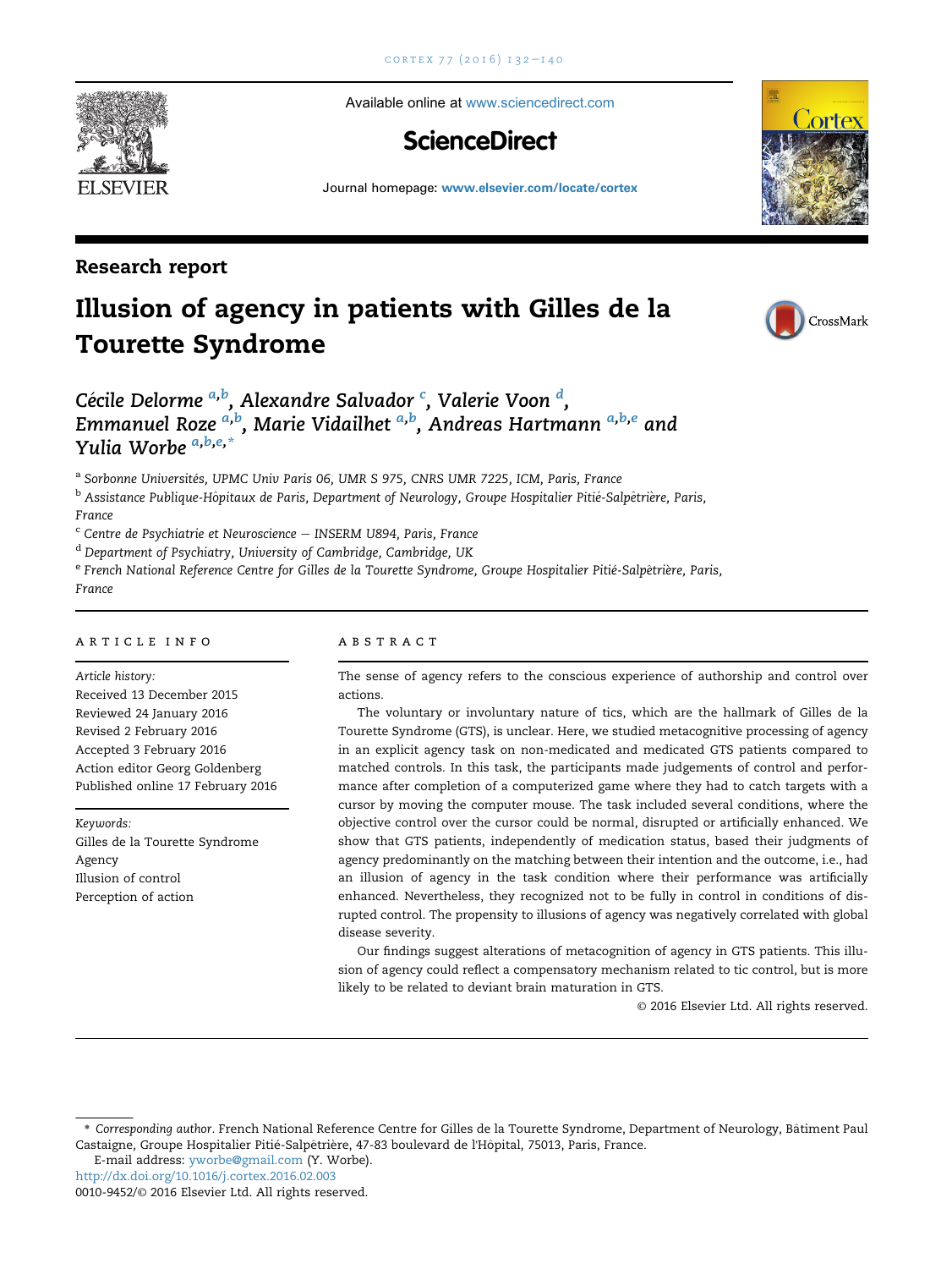Available online at www.sciencedirect.com

ScienceDirect

Journal homepage: www.elsevier.com/locate/cortex

Research report

# Illusion of agency in patients with Gilles de la Tourette Syndrome

Cécile Delorme [a,b], Alexandre Salvador [c], Valerie Voon [d], Emmanuel Roze [a,b], Marie Vidailhet [a,b], Andreas Hartmann [a,b,e] and Yulia Worbe [a,b,e,*]

[a] Sorbonne Universités, UPMC Univ Paris 06, UMR S 975, CNRS UMR 7225, ICM, Paris, France

[b] Assistance Publique-Hôpitaux de Paris, Department of Neurology, Groupe Hospitalier Pitié-Salpêtrière, Paris, France

[c] Centre de Psychiatrie et Neuroscience – INSERM U894, Paris, France

[d] Department of Psychiatry, University of Cambridge, Cambridge, UK

[e] French National Reference Centre for Gilles de la Tourette Syndrome, Groupe Hospitalier Pitié-Salpêtrière, Paris, France

## ARTICLE INFO

*Article history:*
Received 13 December 2015
Reviewed 24 January 2016
Revised 2 February 2016
Accepted 3 February 2016
Action editor Georg Goldenberg
Published online 17 February 2016

*Keywords:*
Gilles de la Tourette Syndrome
Agency
Illusion of control
Perception of action

## ABSTRACT

The sense of agency refers to the conscious experience of authorship and control over actions.

The voluntary or involuntary nature of tics, which are the hallmark of Gilles de la Tourette Syndrome (GTS), is unclear. Here, we studied metacognitive processing of agency in an explicit agency task on non-medicated and medicated GTS patients compared to matched controls. In this task, the participants made judgements of control and performance after completion of a computerized game where they had to catch targets with a cursor by moving the computer mouse. The task included several conditions, where the objective control over the cursor could be normal, disrupted or artificially enhanced. We show that GTS patients, independently of medication status, based their judgments of agency predominantly on the matching between their intention and the outcome, i.e., had an illusion of agency in the task condition where their performance was artificially enhanced. Nevertheless, they recognized not to be fully in control in conditions of disrupted control. The propensity to illusions of agency was negatively correlated with global disease severity.

Our findings suggest alterations of metacognition of agency in GTS patients. This illusion of agency could reflect a compensatory mechanism related to tic control, but is more likely to be related to deviant brain maturation in GTS.

© 2016 Elsevier Ltd. All rights reserved.

---

\* *Corresponding author*. French National Reference Centre for Gilles de la Tourette Syndrome, Department of Neurology, Bâtiment Paul Castaigne, Groupe Hospitalier Pitié-Salpêtrière, 47-83 boulevard de l'Hôpital, 75013, Paris, France.
E-mail address: yworbe@gmail.com (Y. Worbe).

http://dx.doi.org/10.1016/j.cortex.2016.02.003

0010-9452/© 2016 Elsevier Ltd. All rights reserved.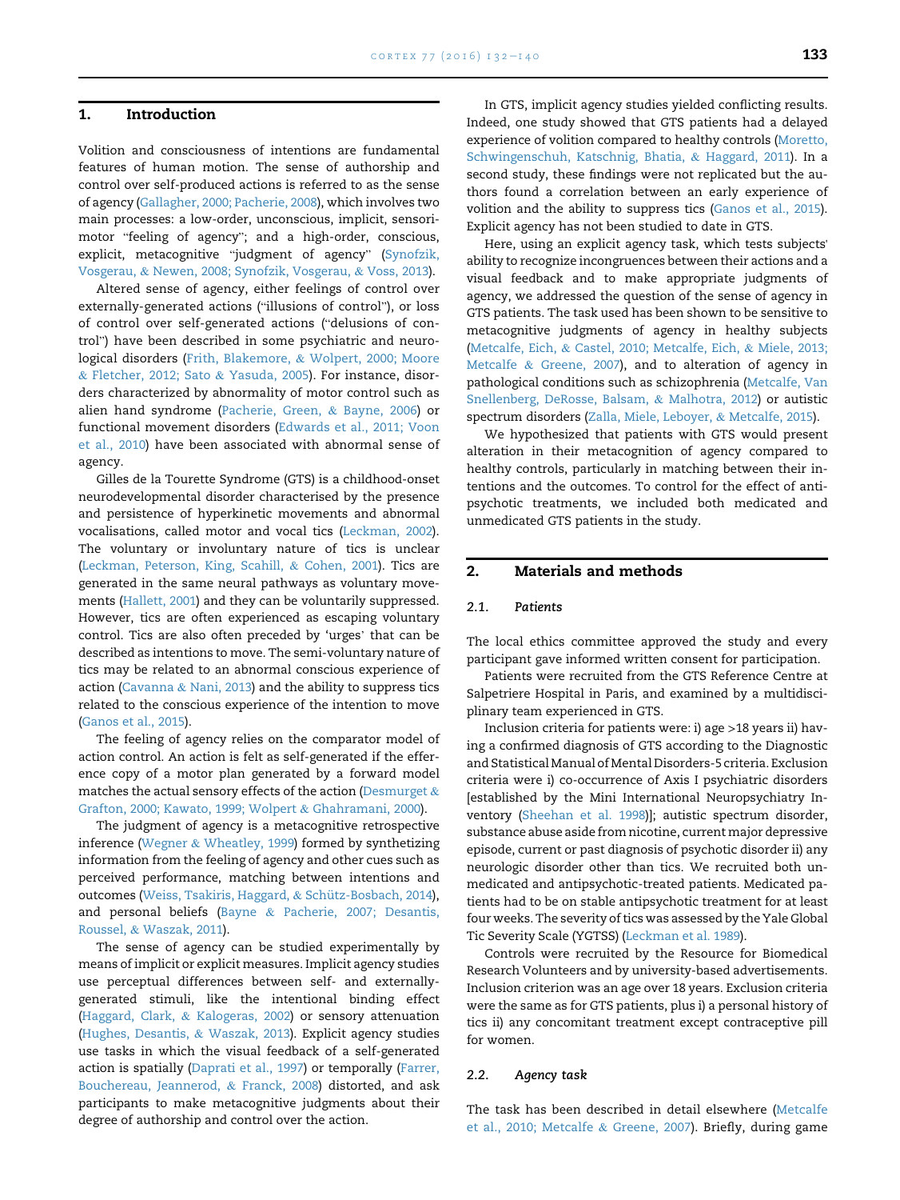## 1. Introduction

Volition and consciousness of intentions are fundamental features of human motion. The sense of authorship and control over self-produced actions is referred to as the sense of agency (Gallagher, 2000; Pacherie, 2008), which involves two main processes: a low-order, unconscious, implicit, sensorimotor "feeling of agency"; and a high-order, conscious, explicit, metacognitive "judgment of agency" (Synofzik, Vosgerau, & Newen, 2008; Synofzik, Vosgerau, & Voss, 2013).

Altered sense of agency, either feelings of control over externally-generated actions ("illusions of control"), or loss of control over self-generated actions ("delusions of control") have been described in some psychiatric and neurological disorders (Frith, Blakemore, & Wolpert, 2000; Moore & Fletcher, 2012; Sato & Yasuda, 2005). For instance, disorders characterized by abnormality of motor control such as alien hand syndrome (Pacherie, Green, & Bayne, 2006) or functional movement disorders (Edwards et al., 2011; Voon et al., 2010) have been associated with abnormal sense of agency.

Gilles de la Tourette Syndrome (GTS) is a childhood-onset neurodevelopmental disorder characterised by the presence and persistence of hyperkinetic movements and abnormal vocalisations, called motor and vocal tics (Leckman, 2002). The voluntary or involuntary nature of tics is unclear (Leckman, Peterson, King, Scahill, & Cohen, 2001). Tics are generated in the same neural pathways as voluntary movements (Hallett, 2001) and they can be voluntarily suppressed. However, tics are often experienced as escaping voluntary control. Tics are also often preceded by 'urges' that can be described as intentions to move. The semi-voluntary nature of tics may be related to an abnormal conscious experience of action (Cavanna & Nani, 2013) and the ability to suppress tics related to the conscious experience of the intention to move (Ganos et al., 2015).

The feeling of agency relies on the comparator model of action control. An action is felt as self-generated if the efference copy of a motor plan generated by a forward model matches the actual sensory effects of the action (Desmurget & Grafton, 2000; Kawato, 1999; Wolpert & Ghahramani, 2000).

The judgment of agency is a metacognitive retrospective inference (Wegner & Wheatley, 1999) formed by synthetizing information from the feeling of agency and other cues such as perceived performance, matching between intentions and outcomes (Weiss, Tsakiris, Haggard, & Schütz-Bosbach, 2014), and personal beliefs (Bayne & Pacherie, 2007; Desantis, Roussel, & Waszak, 2011).

The sense of agency can be studied experimentally by means of implicit or explicit measures. Implicit agency studies use perceptual differences between self- and externally-generated stimuli, like the intentional binding effect (Haggard, Clark, & Kalogeras, 2002) or sensory attenuation (Hughes, Desantis, & Waszak, 2013). Explicit agency studies use tasks in which the visual feedback of a self-generated action is spatially (Daprati et al., 1997) or temporally (Farrer, Bouchereau, Jeannerod, & Franck, 2008) distorted, and ask participants to make metacognitive judgments about their degree of authorship and control over the action.

In GTS, implicit agency studies yielded conflicting results. Indeed, one study showed that GTS patients had a delayed experience of volition compared to healthy controls (Moretto, Schwingenschuh, Katschnig, Bhatia, & Haggard, 2011). In a second study, these findings were not replicated but the authors found a correlation between an early experience of volition and the ability to suppress tics (Ganos et al., 2015). Explicit agency has not been studied to date in GTS.

Here, using an explicit agency task, which tests subjects' ability to recognize incongruences between their actions and a visual feedback and to make appropriate judgments of agency, we addressed the question of the sense of agency in GTS patients. The task used has been shown to be sensitive to metacognitive judgments of agency in healthy subjects (Metcalfe, Eich, & Castel, 2010; Metcalfe, Eich, & Miele, 2013; Metcalfe & Greene, 2007), and to alteration of agency in pathological conditions such as schizophrenia (Metcalfe, Van Snellenberg, DeRosse, Balsam, & Malhotra, 2012) or autistic spectrum disorders (Zalla, Miele, Leboyer, & Metcalfe, 2015).

We hypothesized that patients with GTS would present alteration in their metacognition of agency compared to healthy controls, particularly in matching between their intentions and the outcomes. To control for the effect of antipsychotic treatments, we included both medicated and unmedicated GTS patients in the study.

## 2. Materials and methods

### 2.1. Patients

The local ethics committee approved the study and every participant gave informed written consent for participation.

Patients were recruited from the GTS Reference Centre at Salpetriere Hospital in Paris, and examined by a multidisciplinary team experienced in GTS.

Inclusion criteria for patients were: i) age >18 years ii) having a confirmed diagnosis of GTS according to the Diagnostic and Statistical Manual of Mental Disorders-5 criteria. Exclusion criteria were i) co-occurrence of Axis I psychiatric disorders [established by the Mini International Neuropsychiatry Inventory (Sheehan et al. 1998)]; autistic spectrum disorder, substance abuse aside from nicotine, current major depressive episode, current or past diagnosis of psychotic disorder ii) any neurologic disorder other than tics. We recruited both unmedicated and antipsychotic-treated patients. Medicated patients had to be on stable antipsychotic treatment for at least four weeks. The severity of tics was assessed by the Yale Global Tic Severity Scale (YGTSS) (Leckman et al. 1989).

Controls were recruited by the Resource for Biomedical Research Volunteers and by university-based advertisements. Inclusion criterion was an age over 18 years. Exclusion criteria were the same as for GTS patients, plus i) a personal history of tics ii) any concomitant treatment except contraceptive pill for women.

### 2.2. Agency task

The task has been described in detail elsewhere (Metcalfe et al., 2010; Metcalfe & Greene, 2007). Briefly, during game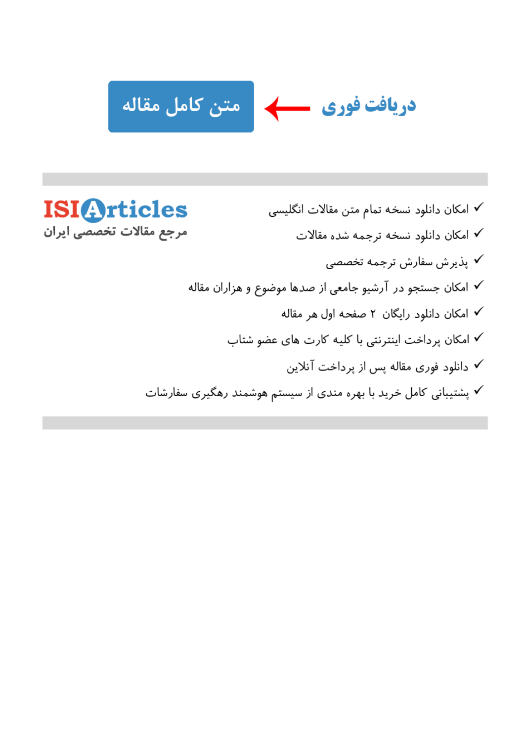دریافت فوری ← متن کامل مقاله

**ISIArticles**
مرجع مقالات تخصصی ایران

- ✓ امکان دانلود نسخه تمام متن مقالات انگلیسی
- ✓ امکان دانلود نسخه ترجمه شده مقالات
- ✓ پذیرش سفارش ترجمه تخصصی
- ✓ امکان جستجو در آرشیو جامعی از صدها موضوع و هزاران مقاله
- ✓ امکان دانلود رایگان ۲ صفحه اول هر مقاله
- ✓ امکان پرداخت اینترنتی با کلیه کارت های عضو شتاب
- ✓ دانلود فوری مقاله پس از پرداخت آنلاین
- ✓ پشتیبانی کامل خرید با بهره مندی از سیستم هوشمند رهگیری سفارشات